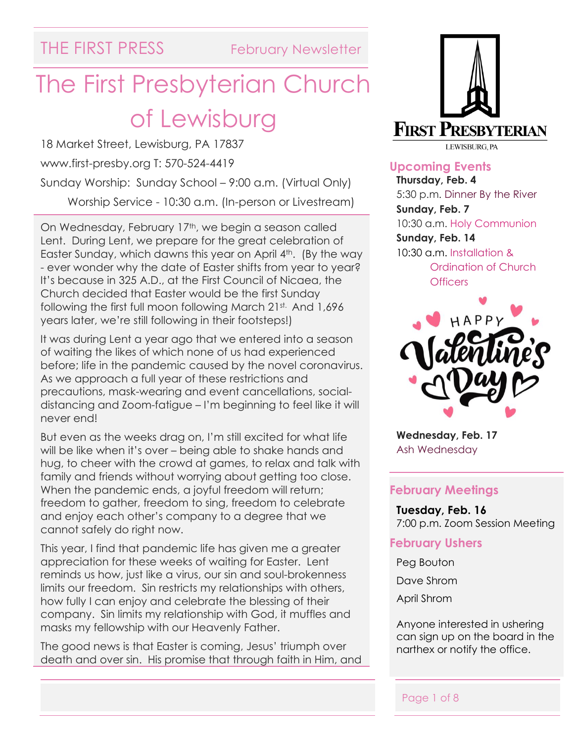THE FIRST PRESS February Newsletter

# The First Presbyterian Church of Lewisburg

18 Market Street, Lewisburg, PA 17837

www.first-presby.org T: 570-524-4419

Sunday Worship: Sunday School – 9:00 a.m. (Virtual Only)

Worship Service - 10:30 a.m. (In-person or Livestream)

On Wednesday, February 17th, we begin a season called Lent. During Lent, we prepare for the great celebration of Easter Sunday, which dawns this year on April 4th. (By the way - ever wonder why the date of Easter shifts from year to year? It's because in 325 A.D., at the First Council of Nicaea, the Church decided that Easter would be the first Sunday following the first full moon following March 21st. And 1,696 years later, we're still following in their footsteps!)

It was during Lent a year ago that we entered into a season of waiting the likes of which none of us had experienced before; life in the pandemic caused by the novel coronavirus. As we approach a full year of these restrictions and precautions, mask-wearing and event cancellations, social-distancing and Zoom-fatigue – I'm beginning to feel like it will never end!

But even as the weeks drag on, I'm still excited for what life will be like when it's over – being able to shake hands and hug, to cheer with the crowd at games, to relax and talk with family and friends without worrying about getting too close. When the pandemic ends, a joyful freedom will return; freedom to gather, freedom to sing, freedom to celebrate and enjoy each other's company to a degree that we cannot safely do right now.

This year, I find that pandemic life has given me a greater appreciation for these weeks of waiting for Easter. Lent reminds us how, just like a virus, our sin and soul-brokenness limits our freedom. Sin restricts my relationships with others, how fully I can enjoy and celebrate the blessing of their company. Sin limits my relationship with God, it muffles and masks my fellowship with our Heavenly Father.

The good news is that Easter is coming, Jesus' triumph over death and over sin. His promise that through faith in Him, and

## Upcoming Events

**Thursday, Feb. 4**
5:30 p.m. Dinner By the River

**Sunday, Feb. 7**
10:30 a.m. Holy Communion

**Sunday, Feb. 14**
10:30 a.m. Installation & Ordination of Church Officers

HAPPY Valentine's Day

**Wednesday, Feb. 17**
Ash Wednesday

## February Meetings

**Tuesday, Feb. 16**
7:00 p.m. Zoom Session Meeting

## February Ushers

Peg Bouton

Dave Shrom

April Shrom

Anyone interested in ushering can sign up on the board in the narthex or notify the office.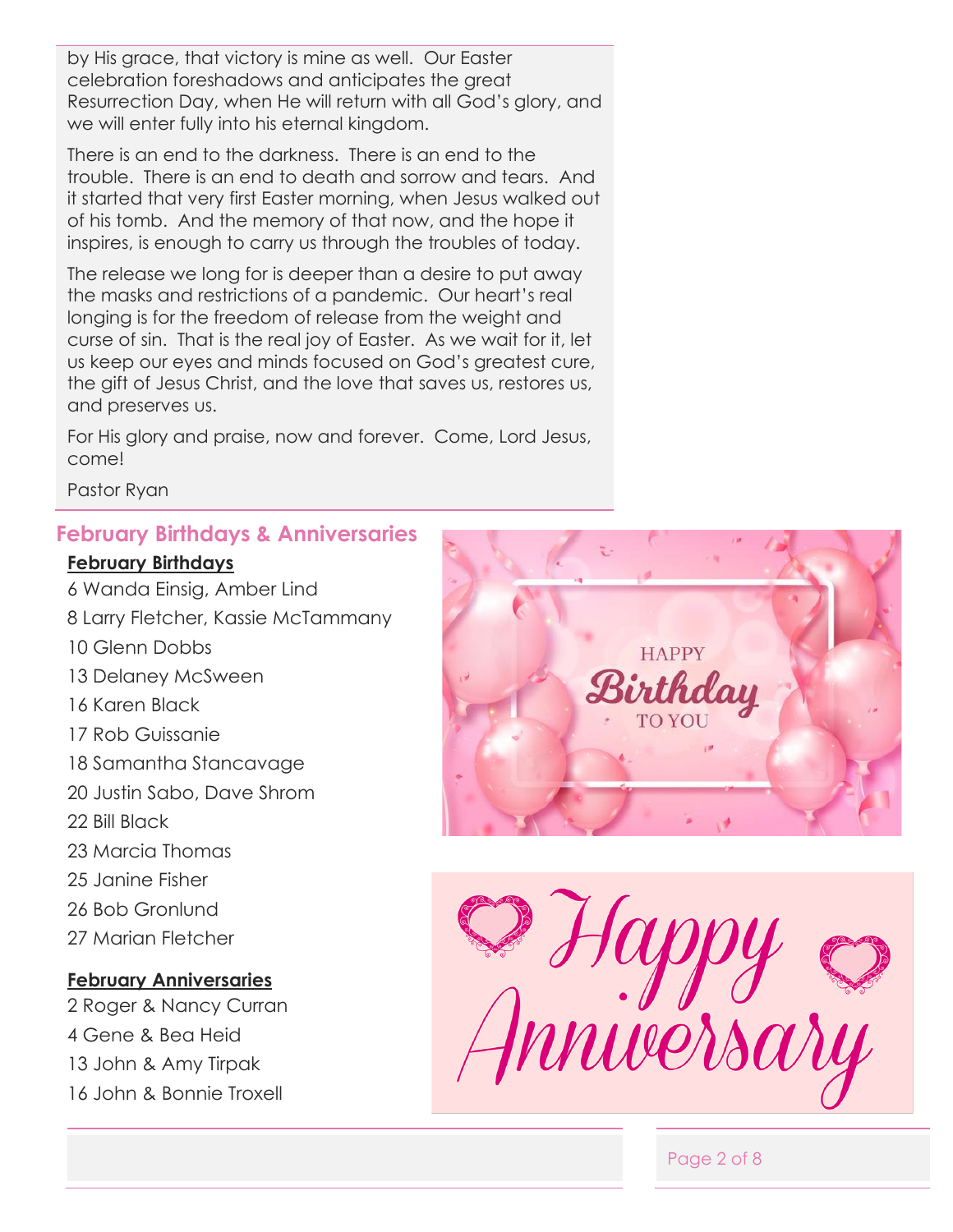by His grace, that victory is mine as well. Our Easter celebration foreshadows and anticipates the great Resurrection Day, when He will return with all God's glory, and we will enter fully into his eternal kingdom.

There is an end to the darkness. There is an end to the trouble. There is an end to death and sorrow and tears. And it started that very first Easter morning, when Jesus walked out of his tomb. And the memory of that now, and the hope it inspires, is enough to carry us through the troubles of today.

The release we long for is deeper than a desire to put away the masks and restrictions of a pandemic. Our heart's real longing is for the freedom of release from the weight and curse of sin. That is the real joy of Easter. As we wait for it, let us keep our eyes and minds focused on God's greatest cure, the gift of Jesus Christ, and the love that saves us, restores us, and preserves us.

For His glory and praise, now and forever. Come, Lord Jesus, come!

Pastor Ryan

## February Birthdays & Anniversaries

**February Birthdays**

6 Wanda Einsig, Amber Lind

8 Larry Fletcher, Kassie McTammany

10 Glenn Dobbs

13 Delaney McSween

16 Karen Black

17 Rob Guissanie

18 Samantha Stancavage

20 Justin Sabo, Dave Shrom

22 Bill Black

23 Marcia Thomas

25 Janine Fisher

26 Bob Gronlund

27 Marian Fletcher

**February Anniversaries**

2 Roger & Nancy Curran

4 Gene & Bea Heid

13 John & Amy Tirpak

16 John & Bonnie Troxell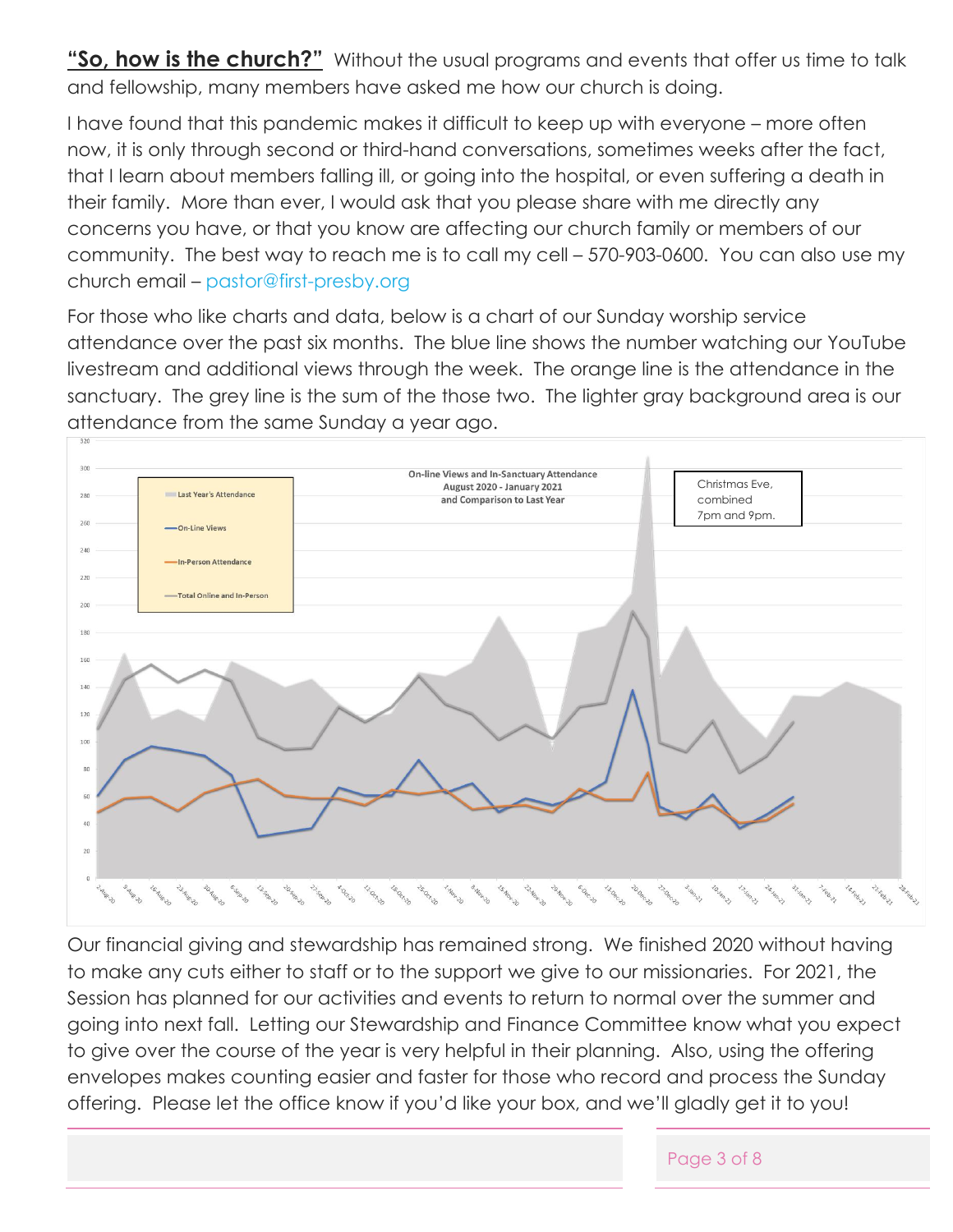**"So, how is the church?"** Without the usual programs and events that offer us time to talk and fellowship, many members have asked me how our church is doing.

I have found that this pandemic makes it difficult to keep up with everyone – more often now, it is only through second or third-hand conversations, sometimes weeks after the fact, that I learn about members falling ill, or going into the hospital, or even suffering a death in their family. More than ever, I would ask that you please share with me directly any concerns you have, or that you know are affecting our church family or members of our community. The best way to reach me is to call my cell – 570-903-0600. You can also use my church email – pastor@first-presby.org

For those who like charts and data, below is a chart of our Sunday worship service attendance over the past six months. The blue line shows the number watching our YouTube livestream and additional views through the week. The orange line is the attendance in the sanctuary. The grey line is the sum of the those two. The lighter gray background area is our attendance from the same Sunday a year ago.

On-line Views and In-Sanctuary Attendance
August 2020 - January 2021
and Comparison to Last Year

Last Year's Attendance
On-Line Views
In-Person Attendance
Total Online and In-Person

Christmas Eve, combined 7pm and 9pm.

Our financial giving and stewardship has remained strong. We finished 2020 without having to make any cuts either to staff or to the support we give to our missionaries. For 2021, the Session has planned for our activities and events to return to normal over the summer and going into next fall. Letting our Stewardship and Finance Committee know what you expect to give over the course of the year is very helpful in their planning. Also, using the offering envelopes makes counting easier and faster for those who record and process the Sunday offering. Please let the office know if you'd like your box, and we'll gladly get it to you!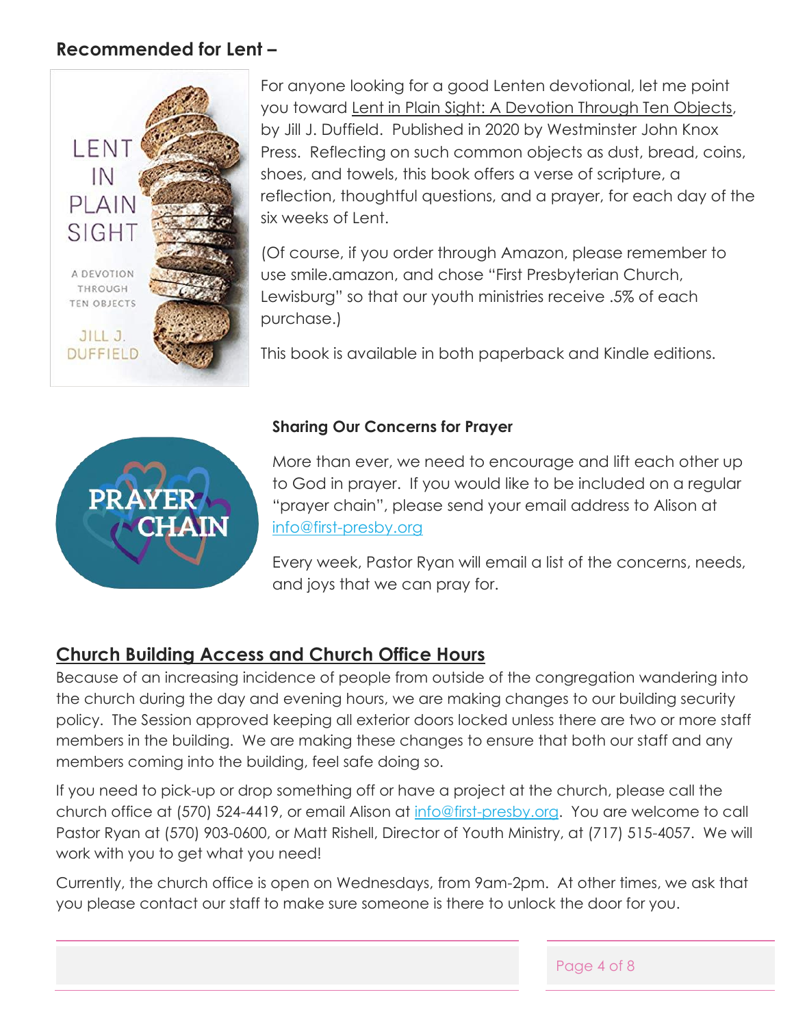## Recommended for Lent –

For anyone looking for a good Lenten devotional, let me point you toward Lent in Plain Sight: A Devotion Through Ten Objects, by Jill J. Duffield. Published in 2020 by Westminster John Knox Press. Reflecting on such common objects as dust, bread, coins, shoes, and towels, this book offers a verse of scripture, a reflection, thoughtful questions, and a prayer, for each day of the six weeks of Lent.

(Of course, if you order through Amazon, please remember to use smile.amazon, and chose "First Presbyterian Church, Lewisburg" so that our youth ministries receive .5% of each purchase.)

This book is available in both paperback and Kindle editions.

### Sharing Our Concerns for Prayer

More than ever, we need to encourage and lift each other up to God in prayer. If you would like to be included on a regular "prayer chain", please send your email address to Alison at info@first-presby.org

Every week, Pastor Ryan will email a list of the concerns, needs, and joys that we can pray for.

## Church Building Access and Church Office Hours

Because of an increasing incidence of people from outside of the congregation wandering into the church during the day and evening hours, we are making changes to our building security policy. The Session approved keeping all exterior doors locked unless there are two or more staff members in the building. We are making these changes to ensure that both our staff and any members coming into the building, feel safe doing so.

If you need to pick-up or drop something off or have a project at the church, please call the church office at (570) 524-4419, or email Alison at info@first-presby.org. You are welcome to call Pastor Ryan at (570) 903-0600, or Matt Rishell, Director of Youth Ministry, at (717) 515-4057. We will work with you to get what you need!

Currently, the church office is open on Wednesdays, from 9am-2pm. At other times, we ask that you please contact our staff to make sure someone is there to unlock the door for you.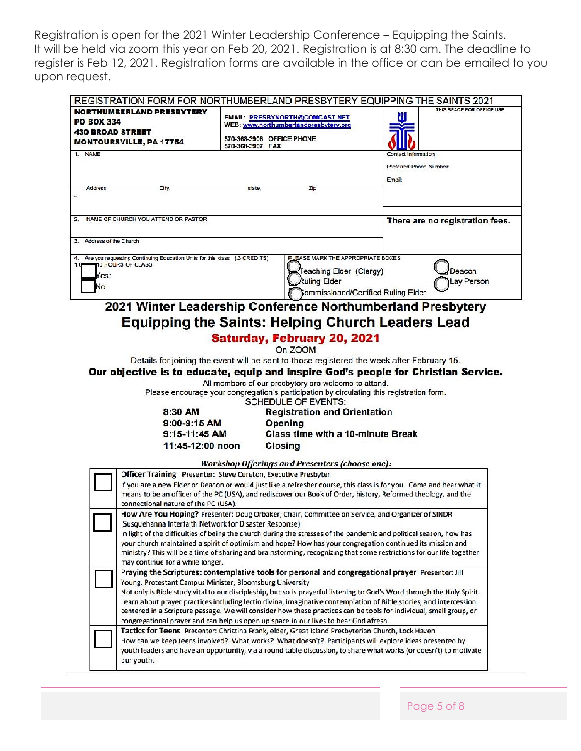Registration is open for the 2021 Winter Leadership Conference – Equipping the Saints. It will be held via zoom this year on Feb 20, 2021. Registration is at 8:30 am. The deadline to register is Feb 12, 2021. Registration forms are available in the office or can be emailed to you upon request.

**REGISTRATION FORM FOR NORTHUMBERLAND PRESBYTERY EQUIPPING THE SAINTS 2021**

| NORTHUMBERLAND PRESBYTERY<br>PO BOX 334<br>430 BROAD STREET<br>MONTOURSVILLE, PA 17754 | EMAIL: PRESBYNORTH@COMCAST.NET<br>WEB: www.northumberlandpresbytery.org<br>570-368-3906 OFFICE PHONE<br>570-368-3907 FAX | THIS SPACE FOR OFFICE USE |
|---|---|---|
| 1. NAME | | Contact Information<br>Preferred Phone Number:<br>Email: |
| Address City, state, Zip | | |
| 2. NAME OF CHURCH YOU ATTEND OR PASTOR | | There are no registration fees. |
| 3. Address of the Church | | |
| 4. Are you requesting Continuing Education Units for this class (.3 CREDITS) 10 HOURS OF CLASS<br>☐ Yes:<br>☐ No | PLEASE MARK THE APPROPRIATE BOXES<br>◯ Teaching Elder (Clergy)<br>◯ Ruling Elder<br>◯ Commissioned/Certified Ruling Elder | ◯ Deacon<br>◯ Lay Person |

## 2021 Winter Leadership Conference Northumberland Presbytery

## Equipping the Saints: Helping Church Leaders Lead

### Saturday, February 20, 2021

On ZOOM

Details for joining the event will be sent to those registered the week after February 15.

**Our objective is to educate, equip and inspire God's people for Christian Service.**

All members of our presbytery are welcome to attend.

Please encourage your congregation's participation by circulating this registration form.

SCHEDULE OF EVENTS:

| | |
|---|---|
| **8:30 AM** | **Registration and Orientation** |
| **9:00-9:15 AM** | **Opening** |
| **9:15-11:45 AM** | **Class time with a 10-minute Break** |
| **11:45-12:00 noon** | **Closing** |

***Workshop Offerings and Presenters (choose one):***

| | |
|---|---|
| ☐ | **Officer Training** Presenter: Steve Cureton, Executive Presbyter<br>If you are a new Elder or Deacon or would just like a refresher course, this class is for you. Come and hear what it means to be an officer of the PC (USA), and rediscover our Book of Order, history, Reformed theology, and the connectional nature of the PC (USA). |
| ☐ | **How Are You Hoping?** Presenter: Doug Orbaker, Chair, Committee on Service, and Organizer of SINDR (Susquehanna Interfaith Network for Disaster Response)<br>In light of the difficulties of being the church during the stresses of the pandemic and political season, how has your church maintained a spirit of optimism and hope? How has your congregation continued its mission and ministry? This will be a time of sharing and brainstorming, recognizing that some restrictions for our life together may continue for a while longer. |
| ☐ | **Praying the Scriptures: contemplative tools for personal and congregational prayer** Presenter: Jill Young, Protestant Campus Minister, Bloomsburg University<br>Not only is Bible study vital to our discipleship, but so is prayerful listening to God's Word through the Holy Spirit. Learn about prayer practices including lectio divina, imaginative contemplation of Bible stories, and intercession centered in a Scripture passage. We will consider how these practices can be tools for individual, small group, or congregational prayer and can help us open up space in our lives to hear God afresh. |
| ☐ | **Tactics for Teens** Presenter: Christina Frank, elder, Great Island Presbyterian Church, Lock Haven<br>How can we keep teens involved? What works? What doesn't? Participants will explore ideas presented by youth leaders and have an opportunity, via a round table discussion, to share what works (or doesn't) to motivate our youth. |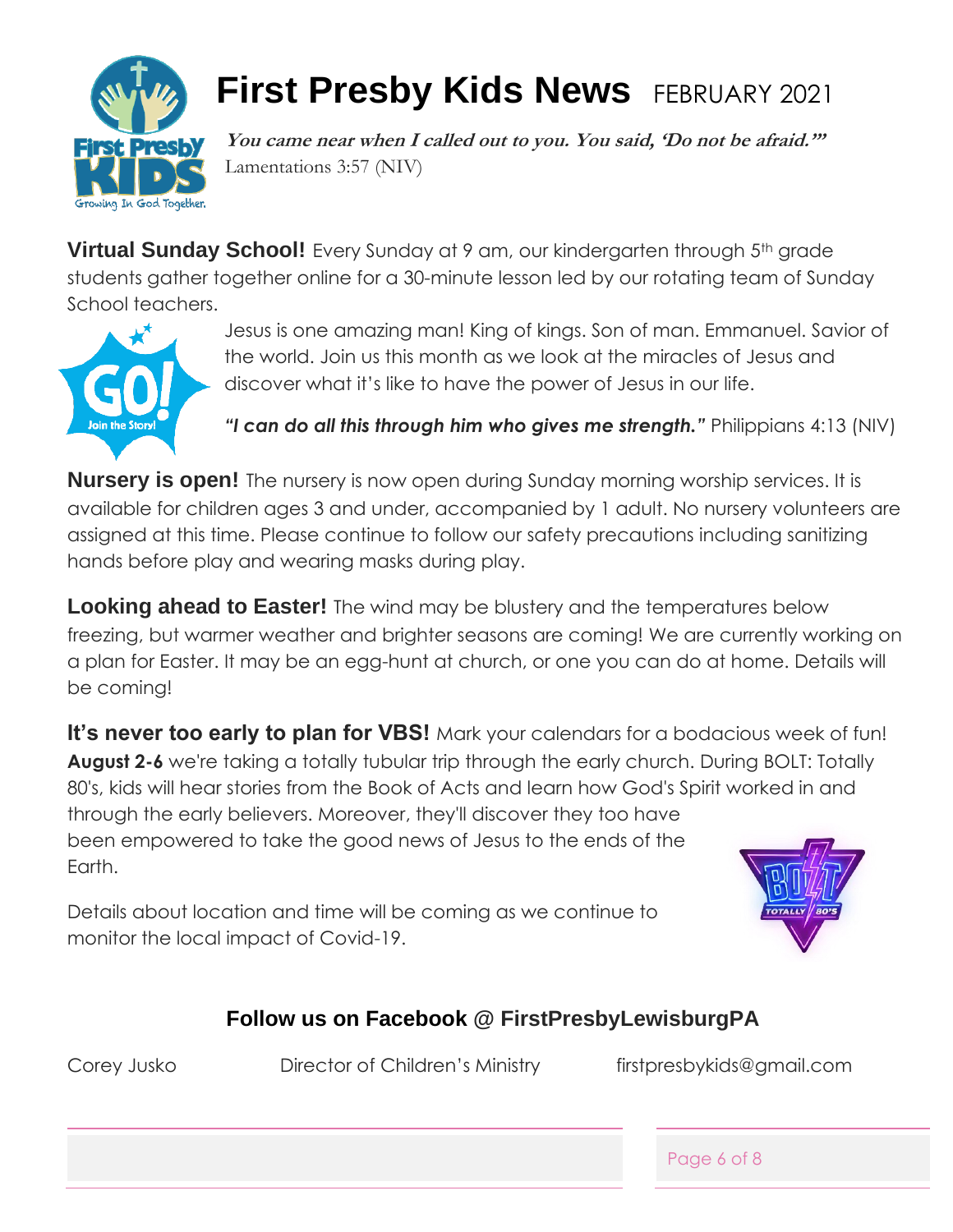# First Presby Kids News FEBRUARY 2021

***You came near when I called out to you. You said, 'Do not be afraid.'"***
Lamentations 3:57 (NIV)

**Virtual Sunday School!** Every Sunday at 9 am, our kindergarten through 5th grade students gather together online for a 30-minute lesson led by our rotating team of Sunday School teachers.

Jesus is one amazing man! King of kings. Son of man. Emmanuel. Savior of the world. Join us this month as we look at the miracles of Jesus and discover what it's like to have the power of Jesus in our life.

***"I can do all this through him who gives me strength."*** Philippians 4:13 (NIV)

**Nursery is open!** The nursery is now open during Sunday morning worship services. It is available for children ages 3 and under, accompanied by 1 adult. No nursery volunteers are assigned at this time. Please continue to follow our safety precautions including sanitizing hands before play and wearing masks during play.

**Looking ahead to Easter!** The wind may be blustery and the temperatures below freezing, but warmer weather and brighter seasons are coming! We are currently working on a plan for Easter. It may be an egg-hunt at church, or one you can do at home. Details will be coming!

**It's never too early to plan for VBS!** Mark your calendars for a bodacious week of fun! **August 2-6** we're taking a totally tubular trip through the early church. During BOLT: Totally 80's, kids will hear stories from the Book of Acts and learn how God's Spirit worked in and through the early believers. Moreover, they'll discover they too have been empowered to take the good news of Jesus to the ends of the Earth.

Details about location and time will be coming as we continue to monitor the local impact of Covid-19.

**Follow us on Facebook @ FirstPresbyLewisburgPA**

Corey Jusko Director of Children's Ministry firstpresbykids@gmail.com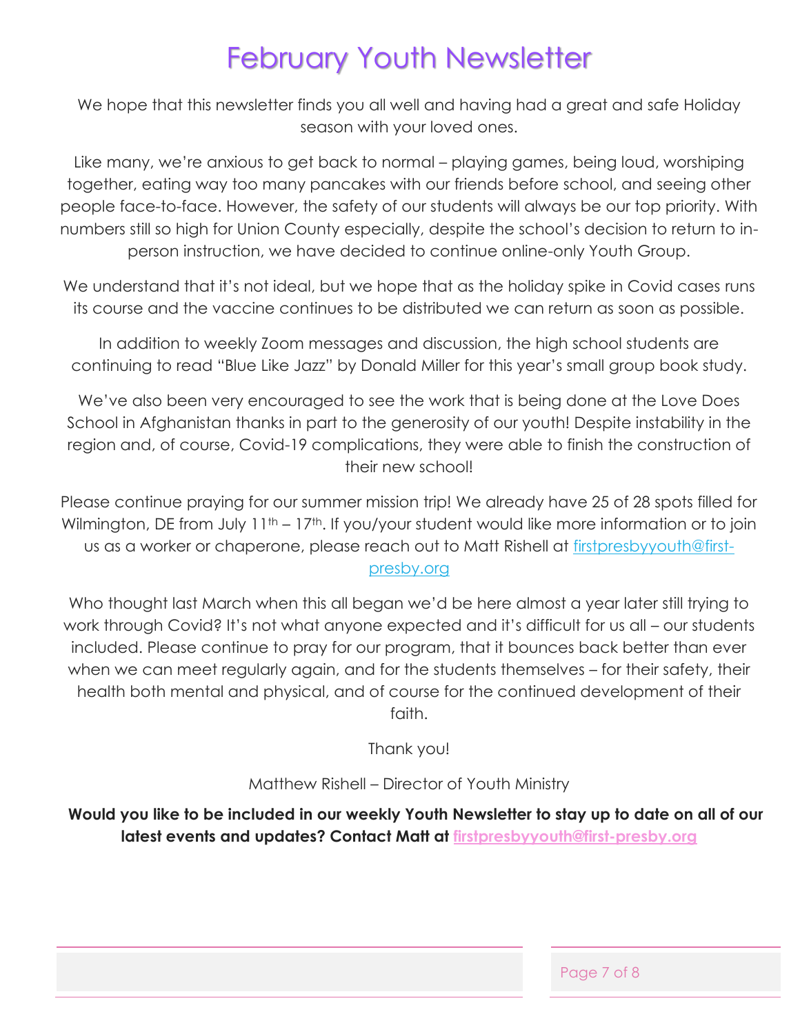# February Youth Newsletter

We hope that this newsletter finds you all well and having had a great and safe Holiday season with your loved ones.

Like many, we're anxious to get back to normal – playing games, being loud, worshiping together, eating way too many pancakes with our friends before school, and seeing other people face-to-face. However, the safety of our students will always be our top priority. With numbers still so high for Union County especially, despite the school's decision to return to in-person instruction, we have decided to continue online-only Youth Group.

We understand that it's not ideal, but we hope that as the holiday spike in Covid cases runs its course and the vaccine continues to be distributed we can return as soon as possible.

In addition to weekly Zoom messages and discussion, the high school students are continuing to read "Blue Like Jazz" by Donald Miller for this year's small group book study.

We've also been very encouraged to see the work that is being done at the Love Does School in Afghanistan thanks in part to the generosity of our youth! Despite instability in the region and, of course, Covid-19 complications, they were able to finish the construction of their new school!

Please continue praying for our summer mission trip! We already have 25 of 28 spots filled for Wilmington, DE from July 11th – 17th. If you/your student would like more information or to join us as a worker or chaperone, please reach out to Matt Rishell at firstpresbyyouth@first-presby.org

Who thought last March when this all began we'd be here almost a year later still trying to work through Covid? It's not what anyone expected and it's difficult for us all – our students included. Please continue to pray for our program, that it bounces back better than ever when we can meet regularly again, and for the students themselves – for their safety, their health both mental and physical, and of course for the continued development of their faith.

Thank you!

Matthew Rishell – Director of Youth Ministry

**Would you like to be included in our weekly Youth Newsletter to stay up to date on all of our latest events and updates? Contact Matt at firstpresbyyouth@first-presby.org**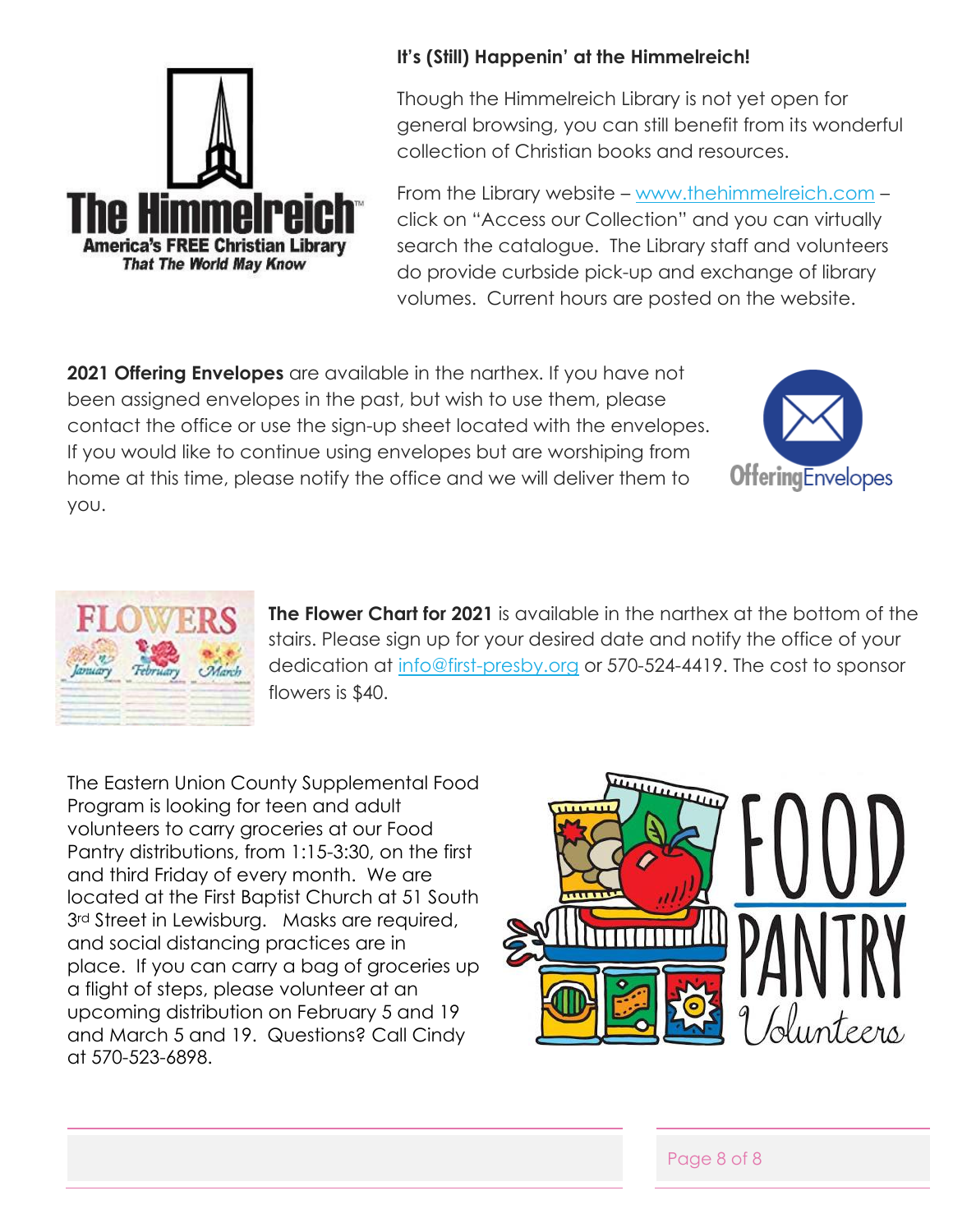**It's (Still) Happenin' at the Himmelreich!**

Though the Himmelreich Library is not yet open for general browsing, you can still benefit from its wonderful collection of Christian books and resources.

From the Library website – www.thehimmelreich.com – click on "Access our Collection" and you can virtually search the catalogue. The Library staff and volunteers do provide curbside pick-up and exchange of library volumes. Current hours are posted on the website.

**2021 Offering Envelopes** are available in the narthex. If you have not been assigned envelopes in the past, but wish to use them, please contact the office or use the sign-up sheet located with the envelopes. If you would like to continue using envelopes but are worshiping from home at this time, please notify the office and we will deliver them to you.

**The Flower Chart for 2021** is available in the narthex at the bottom of the stairs. Please sign up for your desired date and notify the office of your dedication at info@first-presby.org or 570-524-4419. The cost to sponsor flowers is $40.

The Eastern Union County Supplemental Food Program is looking for teen and adult volunteers to carry groceries at our Food Pantry distributions, from 1:15-3:30, on the first and third Friday of every month. We are located at the First Baptist Church at 51 South 3rd Street in Lewisburg. Masks are required, and social distancing practices are in place. If you can carry a bag of groceries up a flight of steps, please volunteer at an upcoming distribution on February 5 and 19 and March 5 and 19. Questions? Call Cindy at 570-523-6898.